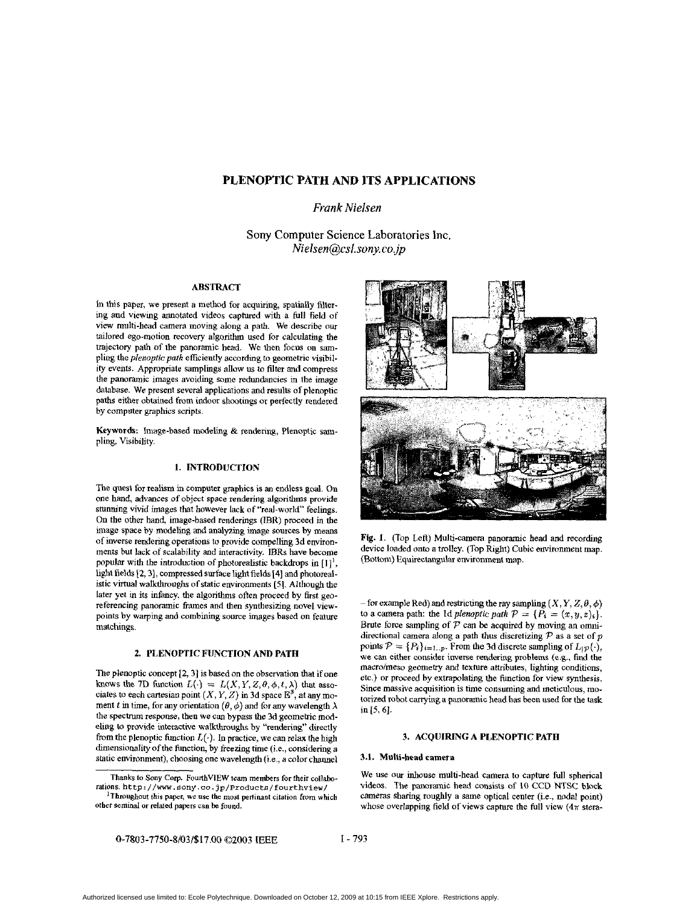# PLENOPTIC PATH AND ITS APPLICATIONS

*Frank Nielsen*

Sony Computer Science Laboratories Inc.
*Nielsen@csl.sony.co.jp*

## ABSTRACT

In this paper, we present a method for acquiring, spatially filtering and viewing annotated videos captured with a full field of view multi-head camera moving along a path. We describe our tailored ego-motion recovery algorithm used for calculating the trajectory path of the panoramic head. We then focus on sampling the *plenoptic path* efficiently according to geometric visibility events. Appropriate samplings allow us to filter and compress the panoramic images avoiding some redundancies in the image database. We present several applications and results of plenoptic paths either obtained from indoor shootings or perfectly rendered by computer graphics scripts.

**Keywords:** Image-based modeling & rendering, Plenoptic sampling, Visibility.

## 1. INTRODUCTION

The quest for realism in computer graphics is an endless goal. On one hand, advances of object space rendering algorithms provide stunning vivid images that however lack of "real-world" feelings. On the other hand, image-based renderings (IBR) proceed in the image space by modeling and analyzing image sources by means of inverse rendering operations to provide compelling 3d environments but lack of scalability and interactivity. IBRs have become popular with the introduction of photorealistic backdrops in [1][1], light fields [2, 3], compressed surface light fields [4] and photorealistic virtual walkthroughs of static environments [5]. Although the later yet in its infancy, the algorithms often proceed by first geo-referencing panoramic frames and then synthesizing novel viewpoints by warping and combining source images based on feature matchings.

## 2. PLENOPTIC FUNCTION AND PATH

The plenoptic concept [2, 3] is based on the observation that if one knows the 7D function $L(\cdot) = L(X, Y, Z, \theta, \phi, t, \lambda)$ that associates to each cartesian point $(X, Y, Z)$ in 3d space $\mathbb{E}^3$, at any moment $t$ in time, for any orientation $(\theta, \phi)$ and for any wavelength $\lambda$ the spectrum response, then we can bypass the 3d geometric modeling to provide interactive walkthroughs by "rendering" directly from the plenoptic function $L(\cdot)$. In practice, we can relax the high dimensionality of the function, by freezing time (i.e., considering a static environment), choosing one wavelength (i.e., a color channel – for example Red) and restricting the ray sampling $(X, Y, Z, \theta, \phi)$ to a camera path: the 1d *plenoptic path* $\mathcal{P} = \{P_i = (x, y, z)_i\}$. Brute force sampling of $\mathcal{P}$ can be acquired by moving an omnidirectional camera along a path thus discretizing $\mathcal{P}$ as a set of $p$ points $\mathcal{P} = \{P_i\}_{i=1..p}$. From the 3d discrete sampling of $L_{|\mathcal{P}}(\cdot)$, we can either consider inverse rendering problems (e.g., find the macro/meso geometry and texture attributes, lighting conditions, etc.) or proceed by extrapolating the function for view synthesis. Since massive acquisition is time consuming and meticulous, motorized robot carrying a panoramic head has been used for the task in [5, 6].

Fig. 1. (Top Left) Multi-camera panoramic head and recording device loaded onto a trolley. (Top Right) Cubic environment map. (Bottom) Equirectangular environment map.

## 3. ACQUIRING A PLENOPTIC PATH

### 3.1. Multi-head camera

We use our inhouse multi-head camera to capture full spherical videos. The panoramic head consists of 10 CCD NTSC block cameras sharing roughly a same optical center (i.e., nodal point) whose overlapping field of views capture the full view ($4\pi$ stera-

---

Thanks to Sony Corp. FourthVIEW team members for their collaborations. http://www.sony.co.jp/Products/fourthview/

[1] Throughout this paper, we use the most pertinant citation from which other seminal or related papers can be found.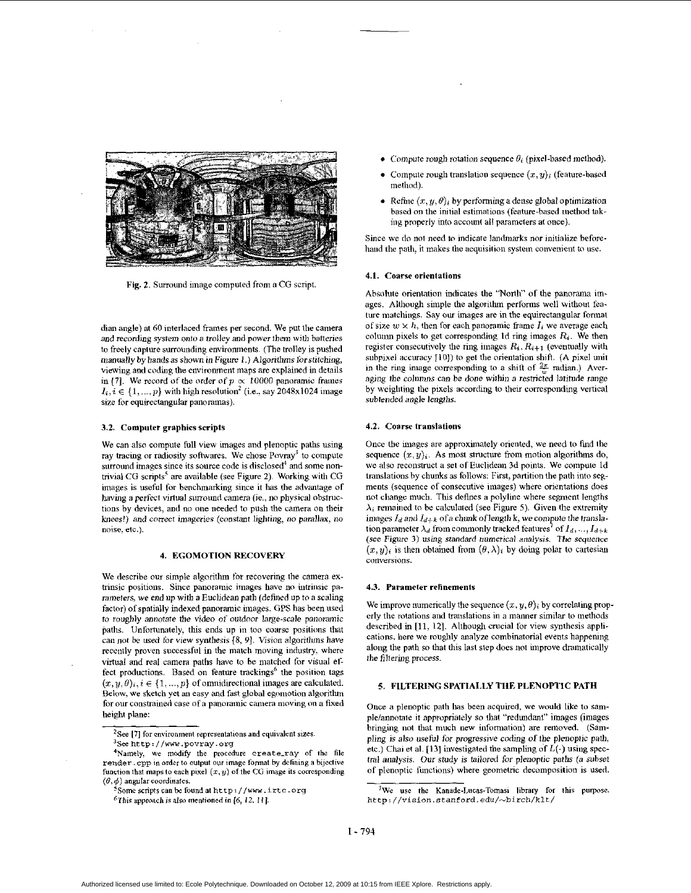Fig. 2. Surround image computed from a CG script.

dian angle) at 60 interlaced frames per second. We put the camera and recording system onto a trolley and power them with batteries to freely capture surrounding environments. (The trolley is pushed manually by hands as shown in Figure 1.) Algorithms for stitching, viewing and coding the environment maps are explained in details in [7]. We record of the order of $p \propto 10000$ panoramic frames $I_i, i \in \{1, ..., p\}$ with high resolution[2] (i.e., say 2048x1024 image size for equirectangular panoramas).

### 3.2. Computer graphics scripts

We can also compute full view images and plenoptic paths using ray tracing or radiosity softwares. We chose Povray[3] to compute surround images since its source code is disclosed[4] and some non-trivial CG scripts[5] are available (see Figure 2). Working with CG images is useful for benchmarking since it has the advantage of having a perfect virtual surround camera (ie., no physical obstructions by devices, and no one needed to push the camera on their knees!) and correct imageries (constant lighting, no parallax, no noise, etc.).

## 4. EGOMOTION RECOVERY

We describe our simple algorithm for recovering the camera extrinsic positions. Since panoramic images have no intrinsic parameters, we end up with a Euclidean path (defined up to a scaling factor) of spatially indexed panoramic images. GPS has been used to roughly annotate the video of outdoor large-scale panoramic paths. Unfortunately, this ends up in too coarse positions that can not be used for view synthesis [8, 9]. Vision algorithms have recently proven successful in the match moving industry, where virtual and real camera paths have to be matched for visual effect productions. Based on feature trackings[6] the position tags $(x, y, \theta)_i, i \in \{1, ..., p\}$ of omnidirectional images are calculated. Below, we sketch yet an easy and fast global egomotion algorithm for our constrained case of a panoramic camera moving on a fixed height plane:

- Compute rough rotation sequence $\theta_i$ (pixel-based method).
- Compute rough translation sequence $(x, y)_i$ (feature-based method).
- Refine $(x, y, \theta)_i$ by performing a dense global optimization based on the initial estimations (feature-based method taking properly into account all parameters at once).

Since we do not need to indicate landmarks nor initialize beforehand the path, it makes the acquisition system convenient to use.

### 4.1. Coarse orientations

Absolute orientation indicates the "North" of the panorama images. Although simple the algorithm performs well without feature matchings. Say our images are in the equirectangular format of size $w \times h$, then for each panoramic frame $I_i$ we average each column pixels to get corresponding 1d ring images $R_i$. We then register consecutively the ring images $R_i, R_{i+1}$ (eventually with subpixel accuracy [10]) to get the orientation shift. (A pixel unit in the ring image corresponding to a shift of $\frac{2\pi}{w}$ radian.) Averaging the columns can be done within a restricted latitude range by weighting the pixels according to their corresponding vertical subtended angle lengths.

### 4.2. Coarse translations

Once the images are approximately oriented, we need to find the sequence $(x, y)_i$. As most structure from motion algorithms do, we also reconstruct a set of Euclidean 3d points. We compute 1d translations by chunks as follows: First, partition the path into segments (sequence of consecutive images) where orientations does not change much. This defines a polyline where segment lengths $\lambda_i$ remained to be calculated (see Figure 5). Given the extremity images $I_d$ and $I_{d+k}$ of a chunk of length k, we compute the translation parameter $\lambda_d$ from commonly tracked features[7] of $I_d, ..., I_{d+k}$ (see Figure 3) using standard numerical analysis. The sequence $(x, y)_i$ is then obtained from $(\theta, \lambda)_i$ by doing polar to cartesian conversions.

### 4.3. Parameter refinements

We improve numerically the sequence $(x, y, \theta)_i$ by correlating properly the rotations and translations in a manner similar to methods described in [11, 12]. Although crucial for view synthesis applications, here we roughly analyze combinatorial events happening along the path so that this last step does not improve dramatically the filtering process.

## 5. FILTERING SPATIALLY THE PLENOPTIC PATH

Once a plenoptic path has been acquired, we would like to sample/annotate it appropriately so that "redundant" images (images bringing not that much new information) are removed. (Sampling is also useful for progressive coding of the plenoptic path, etc.) Chai et al. [13] investigated the sampling of $L(\cdot)$ using spectral analysis. Our study is tailored for plenoptic paths (a subset of plenoptic functions) where geometric decomposition is used.

---

[2] See [7] for environment representations and equivalent sizes.

[3] See http://www.povray.org

[4] Namely, we modify the procedure create_ray of the file render.cpp in order to output our image format by defining a bijective function that maps to each pixel $(x, y)$ of the CG image its corresponding $(\theta, \phi)$ angular coordinates.

[5] Some scripts can be found at http://www.irtc.org

[6] This approach is also mentioned in [6, 12, 11].

[7] We use the Kanade-Lucas-Tomasi library for this purpose. http://vision.stanford.edu/~birch/klt/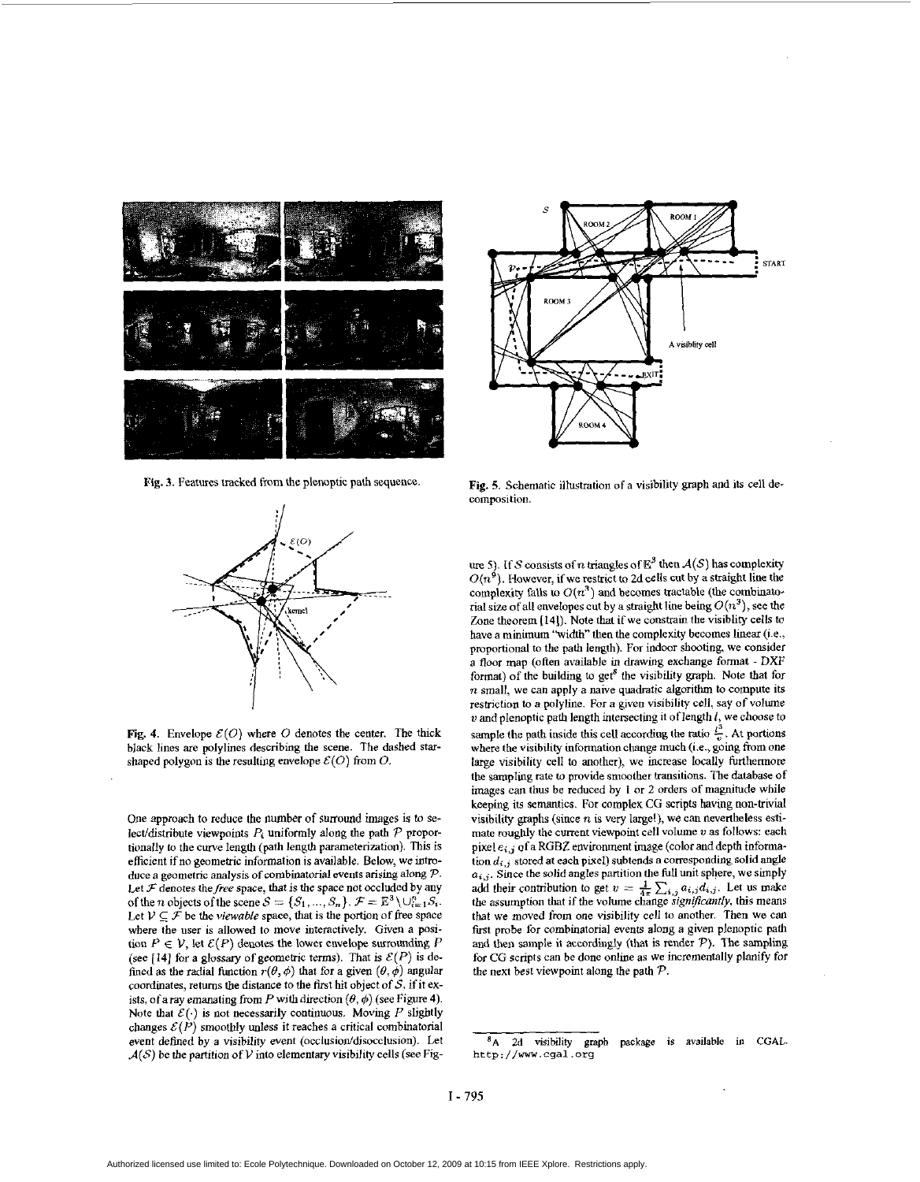Fig. 3. Features tracked from the plenoptic path sequence.

Fig. 4. Envelope $\mathcal{E}(O)$ where $O$ denotes the center. The thick black lines are polylines describing the scene. The dashed star-shaped polygon is the resulting envelope $\mathcal{E}(O)$ from $O$.

One approach to reduce the number of surround images is to select/distribute viewpoints $P_i$ uniformly along the path $\mathcal{P}$ proportionally to the curve length (path length parameterization). This is efficient if no geometric information is available. Below, we introduce a geometric analysis of combinatorial events arising along $\mathcal{P}$. Let $\mathcal{F}$ denotes the *free* space, that is the space not occluded by any of the $n$ objects of the scene $\mathcal{S} = \{S_1, ..., S_n\}$. $\mathcal{F} = \mathbb{E}^3 \setminus \cup_{i=1}^n S_i$. Let $\mathcal{V} \subseteq \mathcal{F}$ be the *viewable* space, that is the portion of free space where the user is allowed to move interactively. Given a position $P \in \mathcal{V}$, let $\mathcal{E}(P)$ denotes the lower envelope surrounding $P$ (see [14] for a glossary of geometric terms). That is $\mathcal{E}(P)$ is defined as the radial function $r(\theta, \phi)$ that for a given $(\theta, \phi)$ angular coordinates, returns the distance to the first hit object of $\mathcal{S}$, if it exists, of a ray emanating from $P$ with direction $(\theta, \phi)$ (see Figure 4). Note that $\mathcal{E}(\cdot)$ is not necessarily continuous. Moving $P$ slightly changes $\mathcal{E}(P)$ smoothly unless it reaches a critical combinatorial event defined by a visibility event (occlusion/disocclusion). Let $\mathcal{A}(\mathcal{S})$ be the partition of $\mathcal{V}$ into elementary visibility cells (see Figure 5). If $\mathcal{S}$ consists of $n$ triangles of $\mathbb{E}^3$ then $\mathcal{A}(\mathcal{S})$ has complexity $O(n^9)$. However, if we restrict to 2d cells cut by a straight line the complexity falls to $O(n^3)$ and becomes tractable (the combinatorial size of all envelopes cut by a straight line being $O(n^3)$, see the Zone theorem [14]). Note that if we constrain the visiblity cells to have a minimum "width" then the complexity becomes linear (i.e., proportional to the path length). For indoor shooting, we consider a floor map (often available in drawing exchange format - DXF format) of the building to get[8] the visibility graph. Note that for $n$ small, we can apply a naive quadratic algorithm to compute its restriction to a polyline. For a given visibility cell, say of volume $v$ and plenoptic path length intersecting it of length $l$, we choose to sample the path inside this cell according the ratio $\frac{l^3}{v}$. At portions where the visibility information change much (i.e., going from one large visibility cell to another), we increase locally furthermore the sampling rate to provide smoother transitions. The database of images can thus be reduced by 1 or 2 orders of magnitude while keeping its semantics. For complex CG scripts having non-trivial visibility graphs (since $n$ is very large!), we can nevertheless estimate roughly the current viewpoint cell volume $v$ as follows: each pixel $e_{i,j}$ of a RGBZ environment image (color and depth information $d_{i,j}$ stored at each pixel) subtends a corresponding solid angle $a_{i,j}$. Since the solid angles partition the full unit sphere, we simply add their contribution to get $v = \frac{1}{4\pi}\sum_{i,j} a_{i,j} d_{i,j}$. Let us make the assumption that if the volume change *significantly*, this means that we moved from one visibility cell to another. Then we can first probe for combinatorial events along a given plenoptic path and then sample it accordingly (that is render $\mathcal{P}$). The sampling for CG scripts can be done online as we incrementally planify for the next best viewpoint along the path $\mathcal{P}$.

Fig. 5. Schematic illustration of a visibility graph and its cell decomposition.

[8] A 2d visibility graph package is available in CGAL. `http://www.cgal.org`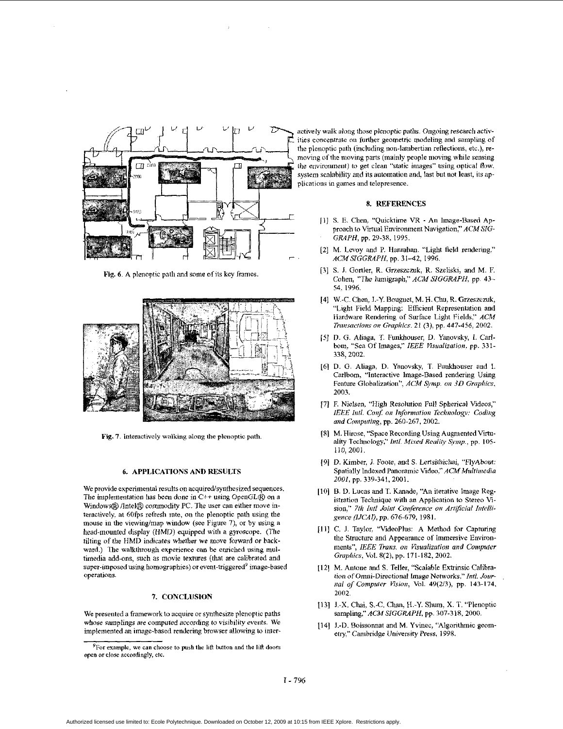Fig. 6. A plenoptic path and some of its key frames.

Fig. 7. Interactively walking along the plenoptic path.

## 6. APPLICATIONS AND RESULTS

We provide experimental results on acquired/synthesized sequences. The implementation has been done in C++ using OpenGL® on a Windows® /Intel® commodity PC. The user can either move interactively, at 60fps refresh rate, on the plenoptic path using the mouse in the viewing/map window (see Figure 7), or by using a head-mounted display (HMD) equipped with a gyroscope. (The tilting of the HMD indicates whether we move forward or backward.) The walkthrough experience can be enriched using multimedia add-ons, such as movie textures (that are calibrated and super-imposed using homographies) or event-triggered[9] image-based operations.

## 7. CONCLUSION

We presented a framework to acquire or synthesize plenoptic paths whose samplings are computed according to visibility events. We implemented an image-based rendering browser allowing to interactively walk along those plenoptic paths. Ongoing research activities concentrate on further geometric modeling and sampling of the plenoptic path (including non-lambertian reflections, etc.), removing of the moving parts (mainly people moving while sensing the environment) to get clean "static images" using optical flow, system scalability and its automation and, last but not least, its applications in games and telepresence.

## 8. REFERENCES

[1] S. E. Chen, "Quicktime VR - An Image-Based Approach to Virtual Environment Navigation," *ACM SIGGRAPH*, pp. 29-38, 1995.

[2] M. Levoy and P. Hanrahan. "Light field rendering," *ACM SIGGRAPH*, pp. 31–42, 1996.

[3] S. J. Gortler, R. Grzeszczuk, R. Szeliski, and M. F. Cohen, "The lumigraph," *ACM SIGGRAPH*, pp. 43-54, 1996.

[4] W.-C. Chen, J.-Y. Bouguet, M. H. Chu, R. Grzeszczuk, "Light Field Mapping: Efficient Representation and Hardware Rendering of Surface Light Fields," *ACM Transactions on Graphics*. 21 (3), pp. 447-456, 2002.

[5] D. G. Aliaga, T. Funkhouser, D. Yanovsky, I. Carlbom, "Sea Of Images," *IEEE Visualization*, pp. 331-338, 2002.

[6] D. G. Aliaga, D. Yanovsky, T. Funkhouser and I. Carlbom, "Interactive Image-Based rendering Using Feature Globalization", *ACM Symp. on 3D Graphics*, 2003.

[7] F. Nielsen, "High Resolution Full Spherical Videos," *IEEE Intl. Conf. on Information Technology: Coding and Computing*, pp. 260-267, 2002.

[8] M. Hirose, "Space Recording Using Augmented Virtuality Technology," *Intl. Mixed Reality Symp.*, pp. 105-110, 2001.

[9] D. Kimber, J. Foote, and S. Lertsithichai, "FlyAbout: Spatially Indexed Panoramic Video," *ACM Multimedia 2001*, pp. 339-341, 2001.

[10] B. D. Lucas and T. Kanade, "An iterative Image Registration Technique with an Application to Stereo Vision," *7th Intl Joint Conference on Artificial Intelligence (IJCAI)*, pp. 676-679, 1981.

[11] C. J. Taylor, "VideoPlus: A Method for Capturing the Structure and Appearance of Immersive Environments", *IEEE Trans. on Visualization and Computer Graphics*, Vol. 8(2), pp. 171-182, 2002.

[12] M. Antone and S. Teller, "Scalable Extrinsic Calibration of Omni-Directional Image Networks," *Intl. Journal of Computer Vision*, Vol. 49(2/3), pp. 143-174, 2002.

[13] J.-X. Chai, S.-C. Chan, H.-Y. Shum, X. T. "Plenoptic sampling," *ACM SIGGRAPH*, pp. 307-318, 2000.

[14] J.-D. Boissonnat and M. Yvinec, "Algorithmic geometry," Cambridge University Press, 1998.

[9] For example, we can choose to push the lift button and the lift doors open or close accordingly, etc.